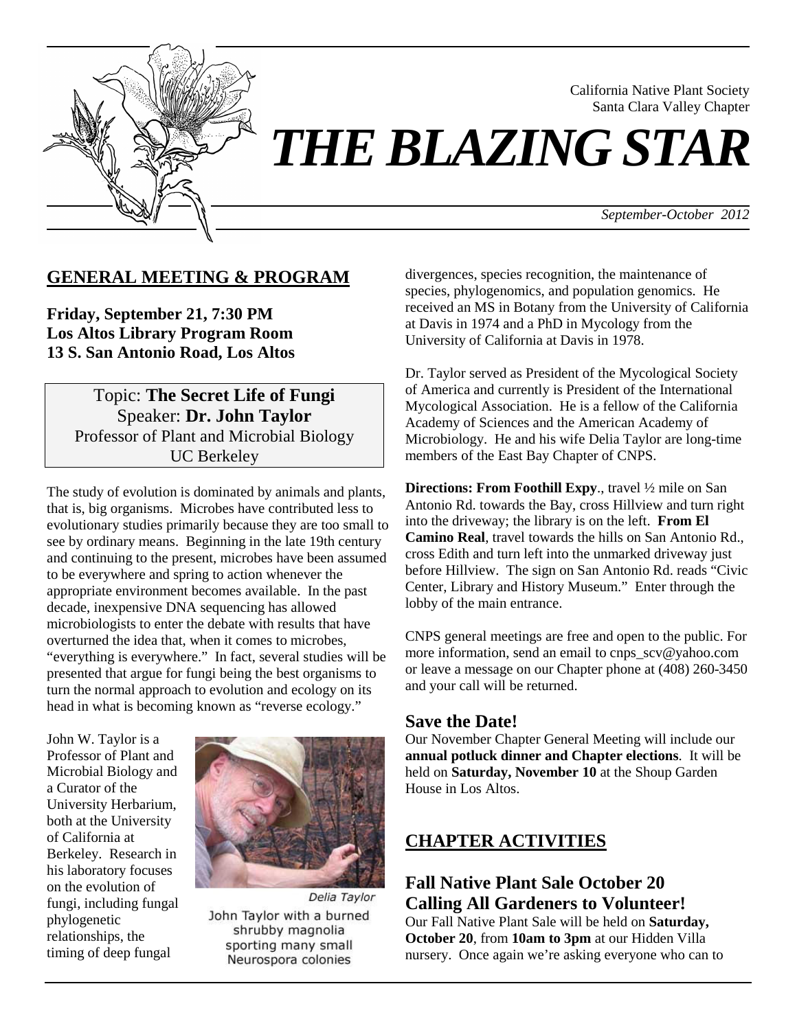California Native Plant Society
Santa Clara Valley Chapter

# *THE BLAZING STAR*

*September-October 2012*

## GENERAL MEETING & PROGRAM

**Friday, September 21, 7:30 PM**
**Los Altos Library Program Room**
**13 S. San Antonio Road, Los Altos**

Topic: **The Secret Life of Fungi**
Speaker: **Dr. John Taylor**
Professor of Plant and Microbial Biology
UC Berkeley

The study of evolution is dominated by animals and plants, that is, big organisms. Microbes have contributed less to evolutionary studies primarily because they are too small to see by ordinary means. Beginning in the late 19th century and continuing to the present, microbes have been assumed to be everywhere and spring to action whenever the appropriate environment becomes available. In the past decade, inexpensive DNA sequencing has allowed microbiologists to enter the debate with results that have overturned the idea that, when it comes to microbes, "everything is everywhere." In fact, several studies will be presented that argue for fungi being the best organisms to turn the normal approach to evolution and ecology on its head in what is becoming known as "reverse ecology."

John W. Taylor is a Professor of Plant and Microbial Biology and a Curator of the University Herbarium, both at the University of California at Berkeley. Research in his laboratory focuses on the evolution of fungi, including fungal phylogenetic relationships, the timing of deep fungal divergences, species recognition, the maintenance of species, phylogenomics, and population genomics. He received an MS in Botany from the University of California at Davis in 1974 and a PhD in Mycology from the University of California at Davis in 1978.

Delia Taylor

John Taylor with a burned shrubby magnolia sporting many small Neurospora colonies

Dr. Taylor served as President of the Mycological Society of America and currently is President of the International Mycological Association. He is a fellow of the California Academy of Sciences and the American Academy of Microbiology. He and his wife Delia Taylor are long-time members of the East Bay Chapter of CNPS.

**Directions: From Foothill Expy**., travel ½ mile on San Antonio Rd. towards the Bay, cross Hillview and turn right into the driveway; the library is on the left. **From El Camino Real**, travel towards the hills on San Antonio Rd., cross Edith and turn left into the unmarked driveway just before Hillview. The sign on San Antonio Rd. reads "Civic Center, Library and History Museum." Enter through the lobby of the main entrance.

CNPS general meetings are free and open to the public. For more information, send an email to cnps_scv@yahoo.com or leave a message on our Chapter phone at (408) 260-3450 and your call will be returned.

### Save the Date!

Our November Chapter General Meeting will include our **annual potluck dinner and Chapter elections**. It will be held on **Saturday, November 10** at the Shoup Garden House in Los Altos.

## CHAPTER ACTIVITIES

### Fall Native Plant Sale October 20
### Calling All Gardeners to Volunteer!

Our Fall Native Plant Sale will be held on **Saturday, October 20**, from **10am to 3pm** at our Hidden Villa nursery. Once again we're asking everyone who can to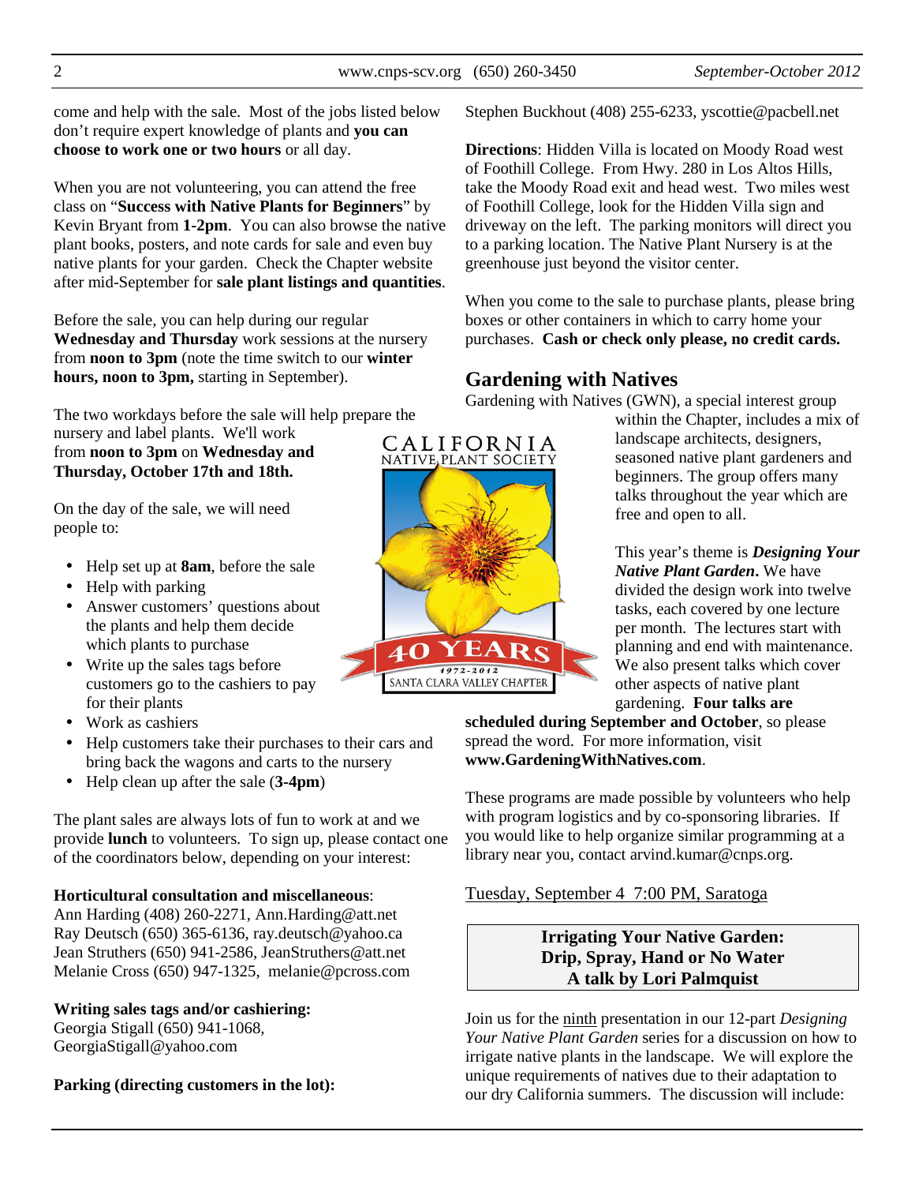come and help with the sale. Most of the jobs listed below don't require expert knowledge of plants and **you can choose to work one or two hours** or all day.

When you are not volunteering, you can attend the free class on "**Success with Native Plants for Beginners**" by Kevin Bryant from **1-2pm**. You can also browse the native plant books, posters, and note cards for sale and even buy native plants for your garden. Check the Chapter website after mid-September for **sale plant listings and quantities**.

Before the sale, you can help during our regular **Wednesday and Thursday** work sessions at the nursery from **noon to 3pm** (note the time switch to our **winter hours, noon to 3pm,** starting in September).

The two workdays before the sale will help prepare the nursery and label plants. We'll work from **noon to 3pm** on **Wednesday and Thursday, October 17th and 18th.**

On the day of the sale, we will need people to:

- Help set up at **8am**, before the sale
- Help with parking
- Answer customers' questions about the plants and help them decide which plants to purchase
- Write up the sales tags before customers go to the cashiers to pay for their plants
- Work as cashiers
- Help customers take their purchases to their cars and bring back the wagons and carts to the nursery
- Help clean up after the sale (**3-4pm**)

The plant sales are always lots of fun to work at and we provide **lunch** to volunteers. To sign up, please contact one of the coordinators below, depending on your interest:

**Horticultural consultation and miscellaneous**:
Ann Harding (408) 260-2271, Ann.Harding@att.net
Ray Deutsch (650) 365-6136, ray.deutsch@yahoo.ca
Jean Struthers (650) 941-2586, JeanStruthers@att.net
Melanie Cross (650) 947-1325, melanie@pcross.com

**Writing sales tags and/or cashiering:**
Georgia Stigall (650) 941-1068, GeorgiaStigall@yahoo.com

**Parking (directing customers in the lot):**
Stephen Buckhout (408) 255-6233, yscottie@pacbell.net

**Directions**: Hidden Villa is located on Moody Road west of Foothill College. From Hwy. 280 in Los Altos Hills, take the Moody Road exit and head west. Two miles west of Foothill College, look for the Hidden Villa sign and driveway on the left. The parking monitors will direct you to a parking location. The Native Plant Nursery is at the greenhouse just beyond the visitor center.

When you come to the sale to purchase plants, please bring boxes or other containers in which to carry home your purchases. **Cash or check only please, no credit cards.**

## Gardening with Natives

Gardening with Natives (GWN), a special interest group within the Chapter, includes a mix of landscape architects, designers, seasoned native plant gardeners and beginners. The group offers many talks throughout the year which are free and open to all.

This year's theme is ***Designing Your Native Plant Garden***. We have divided the design work into twelve tasks, each covered by one lecture per month. The lectures start with planning and end with maintenance. We also present talks which cover other aspects of native plant gardening. **Four talks are scheduled during September and October**, so please spread the word. For more information, visit **www.GardeningWithNatives.com**.

These programs are made possible by volunteers who help with program logistics and by co-sponsoring libraries. If you would like to help organize similar programming at a library near you, contact arvind.kumar@cnps.org.

Tuesday, September 4 7:00 PM, Saratoga

**Irrigating Your Native Garden: Drip, Spray, Hand or No Water**
**A talk by Lori Palmquist**

Join us for the ninth presentation in our 12-part *Designing Your Native Plant Garden* series for a discussion on how to irrigate native plants in the landscape. We will explore the unique requirements of natives due to their adaptation to our dry California summers. The discussion will include: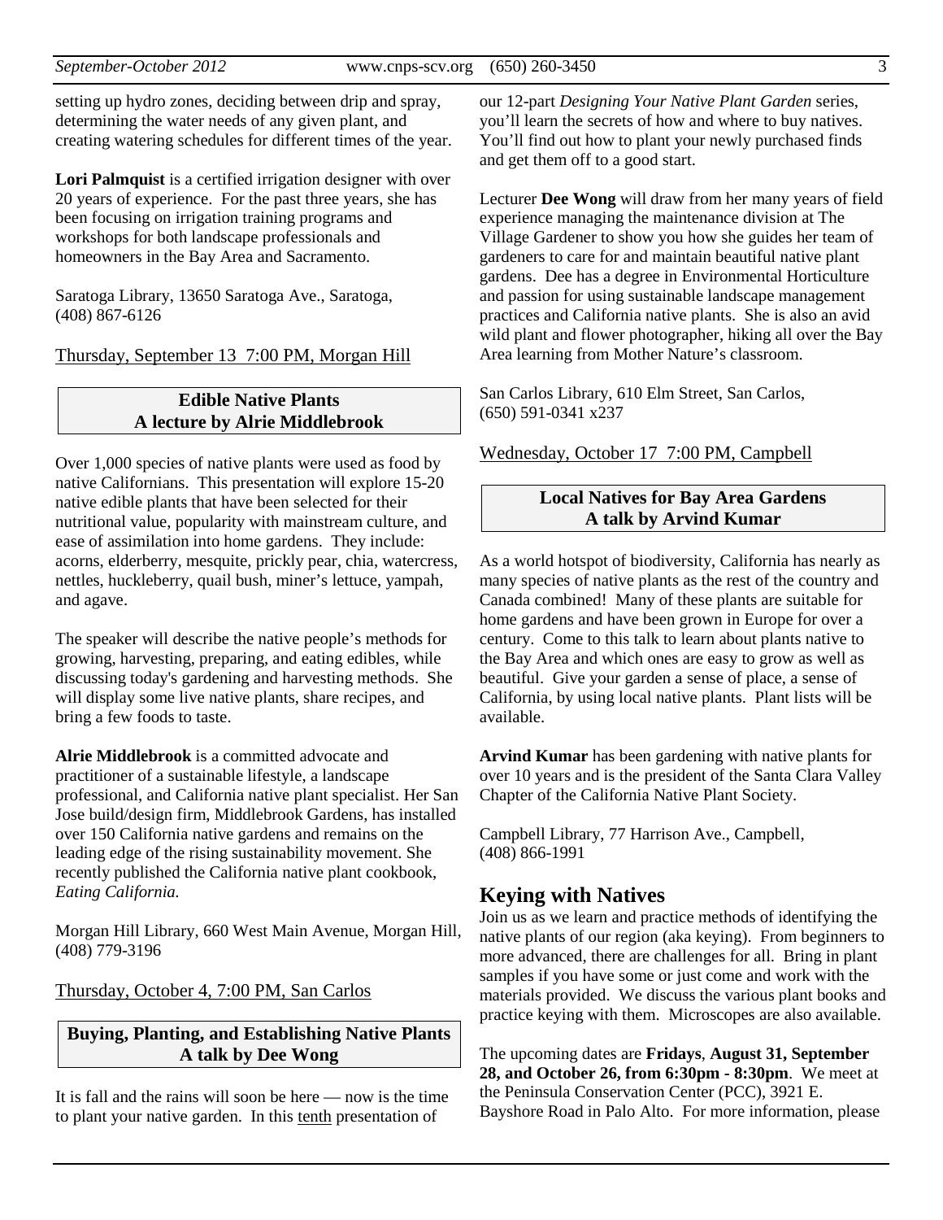setting up hydro zones, deciding between drip and spray, determining the water needs of any given plant, and creating watering schedules for different times of the year.

**Lori Palmquist** is a certified irrigation designer with over 20 years of experience. For the past three years, she has been focusing on irrigation training programs and workshops for both landscape professionals and homeowners in the Bay Area and Sacramento.

Saratoga Library, 13650 Saratoga Ave., Saratoga, (408) 867-6126

Thursday, September 13 7:00 PM, Morgan Hill

**Edible Native Plants**
**A lecture by Alrie Middlebrook**

Over 1,000 species of native plants were used as food by native Californians. This presentation will explore 15-20 native edible plants that have been selected for their nutritional value, popularity with mainstream culture, and ease of assimilation into home gardens. They include: acorns, elderberry, mesquite, prickly pear, chia, watercress, nettles, huckleberry, quail bush, miner's lettuce, yampah, and agave.

The speaker will describe the native people's methods for growing, harvesting, preparing, and eating edibles, while discussing today's gardening and harvesting methods. She will display some live native plants, share recipes, and bring a few foods to taste.

**Alrie Middlebrook** is a committed advocate and practitioner of a sustainable lifestyle, a landscape professional, and California native plant specialist. Her San Jose build/design firm, Middlebrook Gardens, has installed over 150 California native gardens and remains on the leading edge of the rising sustainability movement. She recently published the California native plant cookbook, *Eating California.*

Morgan Hill Library, 660 West Main Avenue, Morgan Hill, (408) 779-3196

Thursday, October 4, 7:00 PM, San Carlos

**Buying, Planting, and Establishing Native Plants**
**A talk by Dee Wong**

It is fall and the rains will soon be here — now is the time to plant your native garden. In this tenth presentation of our 12-part *Designing Your Native Plant Garden* series, you'll learn the secrets of how and where to buy natives. You'll find out how to plant your newly purchased finds and get them off to a good start.

Lecturer **Dee Wong** will draw from her many years of field experience managing the maintenance division at The Village Gardener to show you how she guides her team of gardeners to care for and maintain beautiful native plant gardens. Dee has a degree in Environmental Horticulture and passion for using sustainable landscape management practices and California native plants. She is also an avid wild plant and flower photographer, hiking all over the Bay Area learning from Mother Nature's classroom.

San Carlos Library, 610 Elm Street, San Carlos, (650) 591-0341 x237

Wednesday, October 17 7:00 PM, Campbell

**Local Natives for Bay Area Gardens**
**A talk by Arvind Kumar**

As a world hotspot of biodiversity, California has nearly as many species of native plants as the rest of the country and Canada combined! Many of these plants are suitable for home gardens and have been grown in Europe for over a century. Come to this talk to learn about plants native to the Bay Area and which ones are easy to grow as well as beautiful. Give your garden a sense of place, a sense of California, by using local native plants. Plant lists will be available.

**Arvind Kumar** has been gardening with native plants for over 10 years and is the president of the Santa Clara Valley Chapter of the California Native Plant Society.

Campbell Library, 77 Harrison Ave., Campbell, (408) 866-1991

## Keying with Natives

Join us as we learn and practice methods of identifying the native plants of our region (aka keying). From beginners to more advanced, there are challenges for all. Bring in plant samples if you have some or just come and work with the materials provided. We discuss the various plant books and practice keying with them. Microscopes are also available.

The upcoming dates are **Fridays**, **August 31, September 28, and October 26, from 6:30pm - 8:30pm**. We meet at the Peninsula Conservation Center (PCC), 3921 E. Bayshore Road in Palo Alto. For more information, please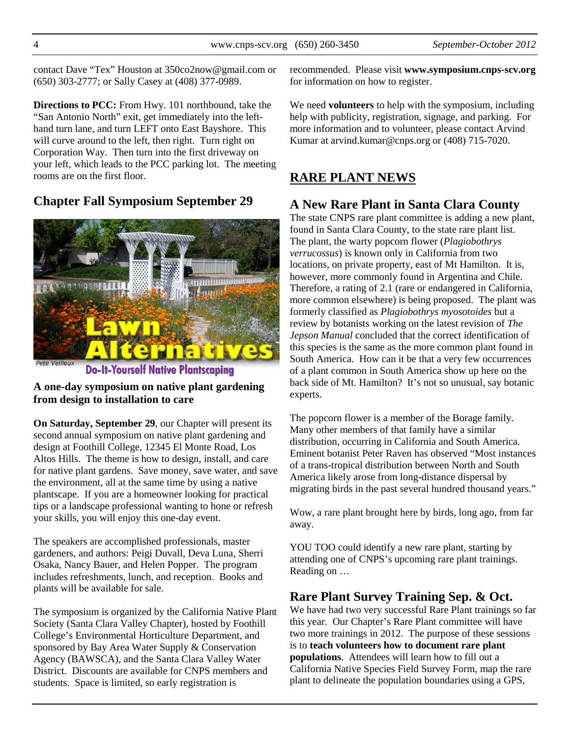contact Dave "Tex" Houston at 350co2now@gmail.com or (650) 303-2777; or Sally Casey at (408) 377-0989.

**Directions to PCC:** From Hwy. 101 northbound, take the "San Antonio North" exit, get immediately into the left-hand turn lane, and turn LEFT onto East Bayshore. This will curve around to the left, then right. Turn right on Corporation Way. Then turn into the first driveway on your left, which leads to the PCC parking lot. The meeting rooms are on the first floor.

## Chapter Fall Symposium September 29

Lawn Alternatives

Do-It-Yourself Native Plantscaping

Pete Veilleux

**A one-day symposium on native plant gardening from design to installation to care**

**On Saturday, September 29**, our Chapter will present its second annual symposium on native plant gardening and design at Foothill College, 12345 El Monte Road, Los Altos Hills. The theme is how to design, install, and care for native plant gardens. Save money, save water, and save the environment, all at the same time by using a native plantscape. If you are a homeowner looking for practical tips or a landscape professional wanting to hone or refresh your skills, you will enjoy this one-day event.

The speakers are accomplished professionals, master gardeners, and authors: Peigi Duvall, Deva Luna, Sherri Osaka, Nancy Bauer, and Helen Popper. The program includes refreshments, lunch, and reception. Books and plants will be available for sale.

The symposium is organized by the California Native Plant Society (Santa Clara Valley Chapter), hosted by Foothill College's Environmental Horticulture Department, and sponsored by Bay Area Water Supply & Conservation Agency (BAWSCA), and the Santa Clara Valley Water District. Discounts are available for CNPS members and students. Space is limited, so early registration is recommended. Please visit **www.symposium.cnps-scv.org** for information on how to register.

We need **volunteers** to help with the symposium, including help with publicity, registration, signage, and parking. For more information and to volunteer, please contact Arvind Kumar at arvind.kumar@cnps.org or (408) 715-7020.

# RARE PLANT NEWS

## A New Rare Plant in Santa Clara County

The state CNPS rare plant committee is adding a new plant, found in Santa Clara County, to the state rare plant list. The plant, the warty popcorn flower (*Plagiobothrys verrucossus*) is known only in California from two locations, on private property, east of Mt Hamilton. It is, however, more commonly found in Argentina and Chile. Therefore, a rating of 2.1 (rare or endangered in California, more common elsewhere) is being proposed. The plant was formerly classified as *Plagiobothrys myosotoides* but a review by botanists working on the latest revision of *The Jepson Manual* concluded that the correct identification of this species is the same as the more common plant found in South America. How can it be that a very few occurrences of a plant common in South America show up here on the back side of Mt. Hamilton? It's not so unusual, say botanic experts.

The popcorn flower is a member of the Borage family. Many other members of that family have a similar distribution, occurring in California and South America. Eminent botanist Peter Raven has observed "Most instances of a trans-tropical distribution between North and South America likely arose from long-distance dispersal by migrating birds in the past several hundred thousand years."

Wow, a rare plant brought here by birds, long ago, from far away.

YOU TOO could identify a new rare plant, starting by attending one of CNPS's upcoming rare plant trainings. Reading on …

## Rare Plant Survey Training Sep. & Oct.

We have had two very successful Rare Plant trainings so far this year. Our Chapter's Rare Plant committee will have two more trainings in 2012. The purpose of these sessions is to **teach volunteers how to document rare plant populations**. Attendees will learn how to fill out a California Native Species Field Survey Form, map the rare plant to delineate the population boundaries using a GPS,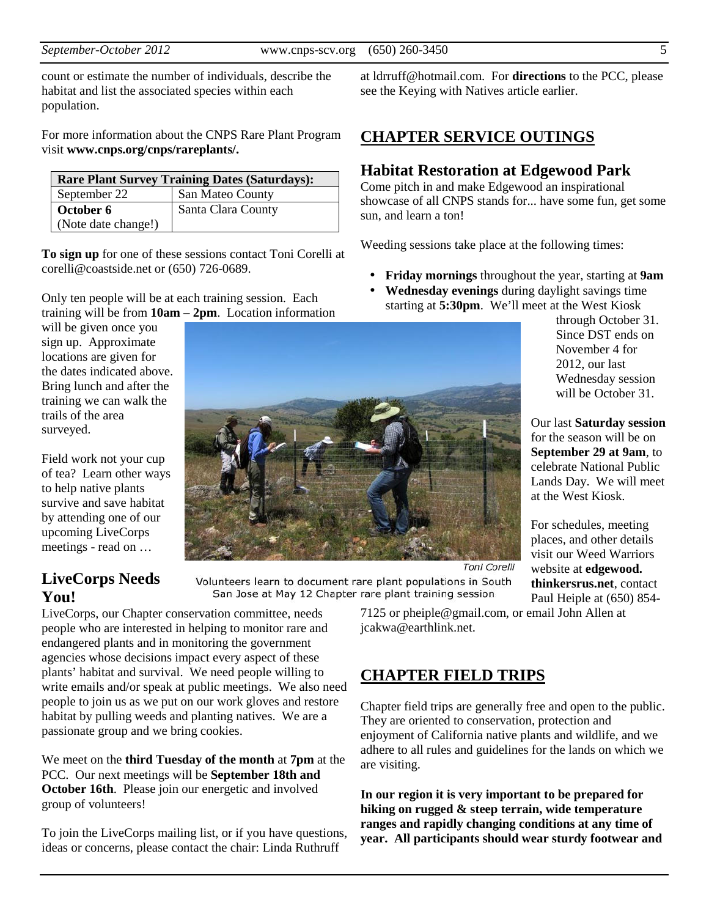count or estimate the number of individuals, describe the habitat and list the associated species within each population.

For more information about the CNPS Rare Plant Program visit **www.cnps.org/cnps/rareplants/.**

| **Rare Plant Survey Training Dates (Saturdays):** | |
|---|---|
| September 22 | San Mateo County |
| **October 6** (Note date change!) | Santa Clara County |

**To sign up** for one of these sessions contact Toni Corelli at corelli@coastside.net or (650) 726-0689.

Only ten people will be at each training session. Each training will be from **10am – 2pm**. Location information will be given once you sign up. Approximate locations are given for the dates indicated above. Bring lunch and after the training we can walk the trails of the area surveyed.

Field work not your cup of tea? Learn other ways to help native plants survive and save habitat by attending one of our upcoming LiveCorps meetings - read on …

Toni Corelli

Volunteers learn to document rare plant populations in South San Jose at May 12 Chapter rare plant training session

## LiveCorps Needs You!

LiveCorps, our Chapter conservation committee, needs people who are interested in helping to monitor rare and endangered plants and in monitoring the government agencies whose decisions impact every aspect of these plants' habitat and survival. We need people willing to write emails and/or speak at public meetings. We also need people to join us as we put on our work gloves and restore habitat by pulling weeds and planting natives. We are a passionate group and we bring cookies.

We meet on the **third Tuesday of the month** at **7pm** at the PCC. Our next meetings will be **September 18th and October 16th**. Please join our energetic and involved group of volunteers!

To join the LiveCorps mailing list, or if you have questions, ideas or concerns, please contact the chair: Linda Ruthruff at ldrruff@hotmail.com. For **directions** to the PCC, please see the Keying with Natives article earlier.

# CHAPTER SERVICE OUTINGS

## Habitat Restoration at Edgewood Park

Come pitch in and make Edgewood an inspirational showcase of all CNPS stands for... have some fun, get some sun, and learn a ton!

Weeding sessions take place at the following times:

- **Friday mornings** throughout the year, starting at **9am**
- **Wednesday evenings** during daylight savings time starting at **5:30pm**. We'll meet at the West Kiosk through October 31. Since DST ends on November 4 for 2012, our last Wednesday session will be October 31.

Our last **Saturday session** for the season will be on **September 29 at 9am**, to celebrate National Public Lands Day. We will meet at the West Kiosk.

For schedules, meeting places, and other details visit our Weed Warriors website at **edgewood.thinkersrus.net**, contact Paul Heiple at (650) 854-7125 or pheiple@gmail.com, or email John Allen at jcakwa@earthlink.net.

# CHAPTER FIELD TRIPS

Chapter field trips are generally free and open to the public. They are oriented to conservation, protection and enjoyment of California native plants and wildlife, and we adhere to all rules and guidelines for the lands on which we are visiting.

**In our region it is very important to be prepared for hiking on rugged & steep terrain, wide temperature ranges and rapidly changing conditions at any time of year. All participants should wear sturdy footwear and**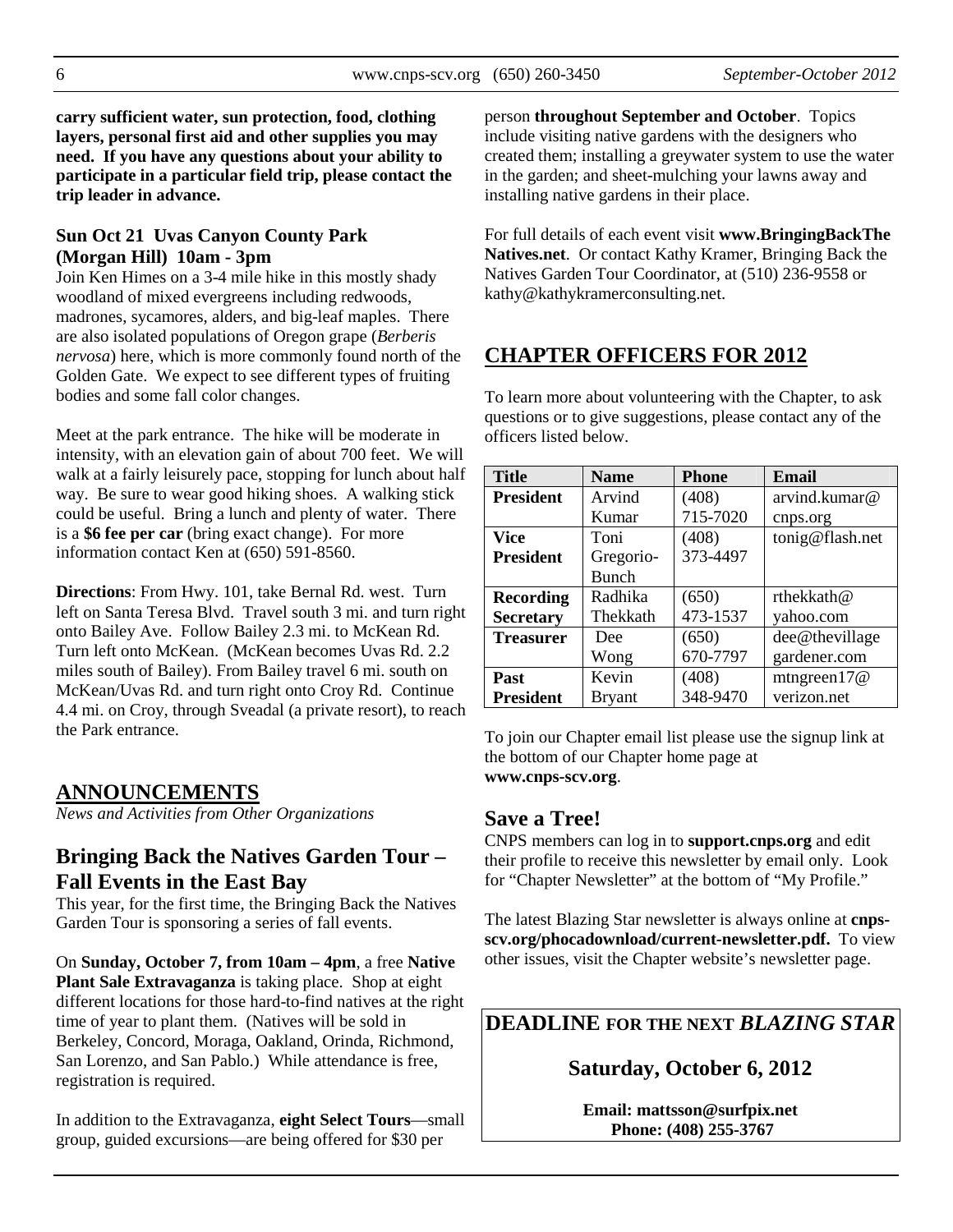**carry sufficient water, sun protection, food, clothing layers, personal first aid and other supplies you may need. If you have any questions about your ability to participate in a particular field trip, please contact the trip leader in advance.**

### Sun Oct 21 Uvas Canyon County Park (Morgan Hill) 10am - 3pm

Join Ken Himes on a 3-4 mile hike in this mostly shady woodland of mixed evergreens including redwoods, madrones, sycamores, alders, and big-leaf maples. There are also isolated populations of Oregon grape (*Berberis nervosa*) here, which is more commonly found north of the Golden Gate. We expect to see different types of fruiting bodies and some fall color changes.

Meet at the park entrance. The hike will be moderate in intensity, with an elevation gain of about 700 feet. We will walk at a fairly leisurely pace, stopping for lunch about half way. Be sure to wear good hiking shoes. A walking stick could be useful. Bring a lunch and plenty of water. There is a **$6 fee per car** (bring exact change). For more information contact Ken at (650) 591-8560.

**Directions**: From Hwy. 101, take Bernal Rd. west. Turn left on Santa Teresa Blvd. Travel south 3 mi. and turn right onto Bailey Ave. Follow Bailey 2.3 mi. to McKean Rd. Turn left onto McKean. (McKean becomes Uvas Rd. 2.2 miles south of Bailey). From Bailey travel 6 mi. south on McKean/Uvas Rd. and turn right onto Croy Rd. Continue 4.4 mi. on Croy, through Sveadal (a private resort), to reach the Park entrance.

## ANNOUNCEMENTS

*News and Activities from Other Organizations*

### Bringing Back the Natives Garden Tour – Fall Events in the East Bay

This year, for the first time, the Bringing Back the Natives Garden Tour is sponsoring a series of fall events.

On **Sunday, October 7, from 10am – 4pm**, a free **Native Plant Sale Extravaganza** is taking place. Shop at eight different locations for those hard-to-find natives at the right time of year to plant them. (Natives will be sold in Berkeley, Concord, Moraga, Oakland, Orinda, Richmond, San Lorenzo, and San Pablo.) While attendance is free, registration is required.

In addition to the Extravaganza, **eight Select Tours**—small group, guided excursions—are being offered for $30 per person **throughout September and October**. Topics include visiting native gardens with the designers who created them; installing a greywater system to use the water in the garden; and sheet-mulching your lawns away and installing native gardens in their place.

For full details of each event visit **www.BringingBackTheNatives.net**. Or contact Kathy Kramer, Bringing Back the Natives Garden Tour Coordinator, at (510) 236-9558 or kathy@kathykramerconsulting.net.

## CHAPTER OFFICERS FOR 2012

To learn more about volunteering with the Chapter, to ask questions or to give suggestions, please contact any of the officers listed below.

| Title | Name | Phone | Email |
|---|---|---|---|
| **President** | Arvind Kumar | (408) 715-7020 | arvind.kumar@cnps.org |
| **Vice President** | Toni Gregorio-Bunch | (408) 373-4497 | tonig@flash.net |
| **Recording Secretary** | Radhika Thekkath | (650) 473-1537 | rthekkath@yahoo.com |
| **Treasurer** | Dee Wong | (650) 670-7797 | dee@thevillagegardener.com |
| **Past President** | Kevin Bryant | (408) 348-9470 | mtngreen17@verizon.net |

To join our Chapter email list please use the signup link at the bottom of our Chapter home page at **www.cnps-scv.org**.

### Save a Tree!

CNPS members can log in to **support.cnps.org** and edit their profile to receive this newsletter by email only. Look for "Chapter Newsletter" at the bottom of "My Profile."

The latest Blazing Star newsletter is always online at **cnps-scv.org/phocadownload/current-newsletter.pdf.** To view other issues, visit the Chapter website's newsletter page.

**DEADLINE FOR THE NEXT *BLAZING STAR***

**Saturday, October 6, 2012**

**Email: mattsson@surfpix.net**
**Phone: (408) 255-3767**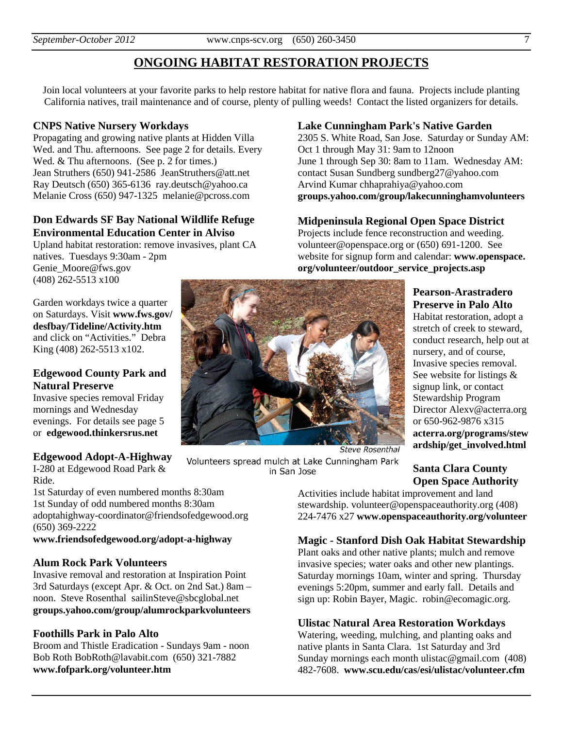# ONGOING HABITAT RESTORATION PROJECTS

Join local volunteers at your favorite parks to help restore habitat for native flora and fauna. Projects include planting California natives, trail maintenance and of course, plenty of pulling weeds! Contact the listed organizers for details.

### CNPS Native Nursery Workdays

Propagating and growing native plants at Hidden Villa Wed. and Thu. afternoons. See page 2 for details. Every Wed. & Thu afternoons. (See p. 2 for times.)
Jean Struthers (650) 941-2586 JeanStruthers@att.net
Ray Deutsch (650) 365-6136 ray.deutsch@yahoo.ca
Melanie Cross (650) 947-1325 melanie@pcross.com

### Don Edwards SF Bay National Wildlife Refuge Environmental Education Center in Alviso

Upland habitat restoration: remove invasives, plant CA natives. Tuesdays 9:30am - 2pm
Genie_Moore@fws.gov
(408) 262-5513 x100

Garden workdays twice a quarter on Saturdays. Visit **www.fws.gov/desfbay/Tideline/Activity.htm** and click on "Activities." Debra King (408) 262-5513 x102.

### Edgewood County Park and Natural Preserve

Invasive species removal Friday mornings and Wednesday evenings. For details see page 5 or **edgewood.thinkersrus.net**

### Edgewood Adopt-A-Highway

I-280 at Edgewood Road Park & Ride.
1st Saturday of even numbered months 8:30am
1st Sunday of odd numbered months 8:30am
adoptahighway-coordinator@friendsofedgewood.org
(650) 369-2222
**www.friendsofedgewood.org/adopt-a-highway**

### Alum Rock Park Volunteers

Invasive removal and restoration at Inspiration Point 3rd Saturdays (except Apr. & Oct. on 2nd Sat.) 8am – noon. Steve Rosenthal sailinSteve@sbcglobal.net
**groups.yahoo.com/group/alumrockparkvolunteers**

### Foothills Park in Palo Alto

Broom and Thistle Eradication - Sundays 9am - noon
Bob Roth BobRoth@lavabit.com (650) 321-7882
**www.fofpark.org/volunteer.htm**

### Lake Cunningham Park's Native Garden

2305 S. White Road, San Jose. Saturday or Sunday AM: Oct 1 through May 31: 9am to 12noon
June 1 through Sep 30: 8am to 11am. Wednesday AM: contact Susan Sundberg sundberg27@yahoo.com
Arvind Kumar chhaprahiya@yahoo.com
**groups.yahoo.com/group/lakecunninghamvolunteers**

### Midpeninsula Regional Open Space District

Projects include fence reconstruction and weeding. volunteer@openspace.org or (650) 691-1200. See website for signup form and calendar: **www.openspace.org/volunteer/outdoor_service_projects.asp**

Steve Rosenthal
Volunteers spread mulch at Lake Cunningham Park in San Jose

### Pearson-Arastradero Preserve in Palo Alto

Habitat restoration, adopt a stretch of creek to steward, conduct research, help out at nursery, and of course, Invasive species removal. See website for listings & signup link, or contact Stewardship Program Director Alexv@acterra.org or 650-962-9876 x315
**acterra.org/programs/stewardship/get_involved.html**

### Santa Clara County Open Space Authority

Activities include habitat improvement and land stewardship. volunteer@openspaceauthority.org (408) 224-7476 x27 **www.openspaceauthority.org/volunteer**

### Magic - Stanford Dish Oak Habitat Stewardship

Plant oaks and other native plants; mulch and remove invasive species; water oaks and other new plantings. Saturday mornings 10am, winter and spring. Thursday evenings 5:20pm, summer and early fall. Details and sign up: Robin Bayer, Magic. robin@ecomagic.org.

### Ulistac Natural Area Restoration Workdays

Watering, weeding, mulching, and planting oaks and native plants in Santa Clara. 1st Saturday and 3rd Sunday mornings each month ulistac@gmail.com (408) 482-7608. **www.scu.edu/cas/esi/ulistac/volunteer.cfm**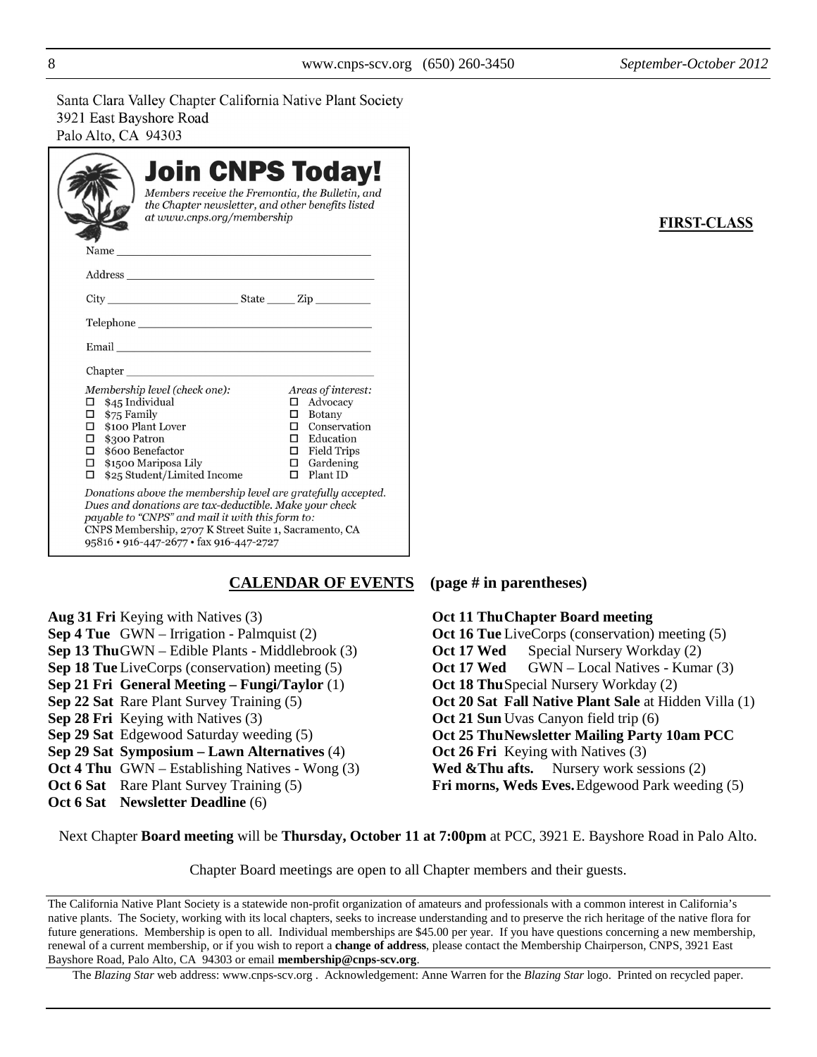Santa Clara Valley Chapter California Native Plant Society
3921 East Bayshore Road
Palo Alto, CA 94303

**FIRST-CLASS**

# Join CNPS Today!

*Members receive the Fremontia, the Bulletin, and the Chapter newsletter, and other benefits listed at www.cnps.org/membership*

Name ______________________________

Address ______________________________

City ________________ State _____ Zip _________

Telephone ______________________________

Email ______________________________

Chapter ______________________________

| *Membership level (check one):* | *Areas of interest:* |
|---|---|
| ☐ $45 Individual | ☐ Advocacy |
| ☐ $75 Family | ☐ Botany |
| ☐ $100 Plant Lover | ☐ Conservation |
| ☐ $300 Patron | ☐ Education |
| ☐ $600 Benefactor | ☐ Field Trips |
| ☐ $1500 Mariposa Lily | ☐ Gardening |
| ☐ $25 Student/Limited Income | ☐ Plant ID |

*Donations above the membership level are gratefully accepted. Dues and donations are tax-deductible. Make your check payable to "CNPS" and mail it with this form to:*
CNPS Membership, 2707 K Street Suite 1, Sacramento, CA 95816 • 916-447-2677 • fax 916-447-2727

## CALENDAR OF EVENTS (page # in parentheses)

**Aug 31 Fri** Keying with Natives (3)
**Sep 4 Tue** GWN – Irrigation - Palmquist (2)
**Sep 13 Thu** GWN – Edible Plants - Middlebrook (3)
**Sep 18 Tue** LiveCorps (conservation) meeting (5)
**Sep 21 Fri General Meeting – Fungi/Taylor** (1)
**Sep 22 Sat** Rare Plant Survey Training (5)
**Sep 28 Fri** Keying with Natives (3)
**Sep 29 Sat** Edgewood Saturday weeding (5)
**Sep 29 Sat Symposium – Lawn Alternatives** (4)
**Oct 4 Thu** GWN – Establishing Natives - Wong (3)
**Oct 6 Sat** Rare Plant Survey Training (5)
**Oct 6 Sat Newsletter Deadline** (6)
**Oct 11 Thu Chapter Board meeting**
**Oct 16 Tue** LiveCorps (conservation) meeting (5)
**Oct 17 Wed** Special Nursery Workday (2)
**Oct 17 Wed** GWN – Local Natives - Kumar (3)
**Oct 18 Thu** Special Nursery Workday (2)
**Oct 20 Sat Fall Native Plant Sale** at Hidden Villa (1)
**Oct 21 Sun** Uvas Canyon field trip (6)
**Oct 25 Thu Newsletter Mailing Party 10am PCC**
**Oct 26 Fri** Keying with Natives (3)
**Wed &Thu afts.** Nursery work sessions (2)
**Fri morns, Weds Eves.** Edgewood Park weeding (5)

Next Chapter **Board meeting** will be **Thursday, October 11 at 7:00pm** at PCC, 3921 E. Bayshore Road in Palo Alto.

Chapter Board meetings are open to all Chapter members and their guests.

The California Native Plant Society is a statewide non-profit organization of amateurs and professionals with a common interest in California's native plants. The Society, working with its local chapters, seeks to increase understanding and to preserve the rich heritage of the native flora for future generations. Membership is open to all. Individual memberships are $45.00 per year. If you have questions concerning a new membership, renewal of a current membership, or if you wish to report a **change of address**, please contact the Membership Chairperson, CNPS, 3921 East Bayshore Road, Palo Alto, CA 94303 or email **membership@cnps-scv.org**.

The *Blazing Star* web address: www.cnps-scv.org . Acknowledgement: Anne Warren for the *Blazing Star* logo. Printed on recycled paper.